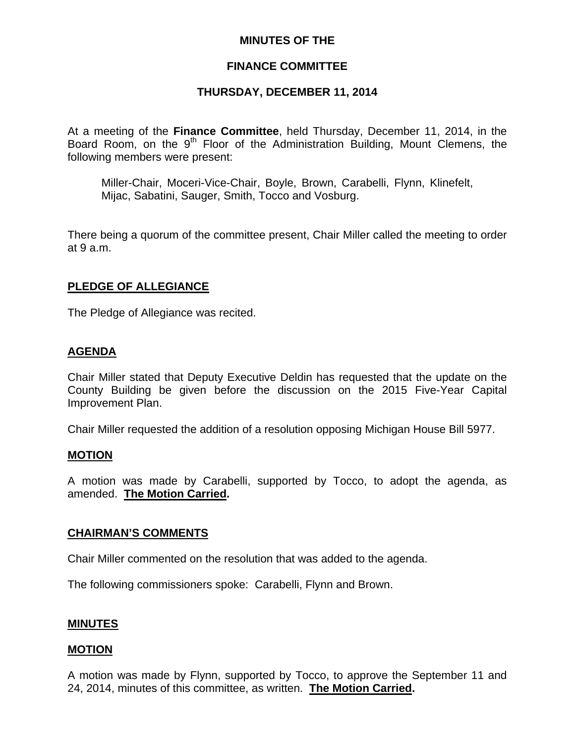# MINUTES OF THE

# FINANCE COMMITTEE

# THURSDAY, DECEMBER 11, 2014

At a meeting of the **Finance Committee**, held Thursday, December 11, 2014, in the Board Room, on the 9th Floor of the Administration Building, Mount Clemens, the following members were present:

> Miller-Chair, Moceri-Vice-Chair, Boyle, Brown, Carabelli, Flynn, Klinefelt, Mijac, Sabatini, Sauger, Smith, Tocco and Vosburg.

There being a quorum of the committee present, Chair Miller called the meeting to order at 9 a.m.

## PLEDGE OF ALLEGIANCE

The Pledge of Allegiance was recited.

## AGENDA

Chair Miller stated that Deputy Executive Deldin has requested that the update on the County Building be given before the discussion on the 2015 Five-Year Capital Improvement Plan.

Chair Miller requested the addition of a resolution opposing Michigan House Bill 5977.

## MOTION

A motion was made by Carabelli, supported by Tocco, to adopt the agenda, as amended. **The Motion Carried.**

## CHAIRMAN'S COMMENTS

Chair Miller commented on the resolution that was added to the agenda.

The following commissioners spoke: Carabelli, Flynn and Brown.

## MINUTES

## MOTION

A motion was made by Flynn, supported by Tocco, to approve the September 11 and 24, 2014, minutes of this committee, as written. **The Motion Carried.**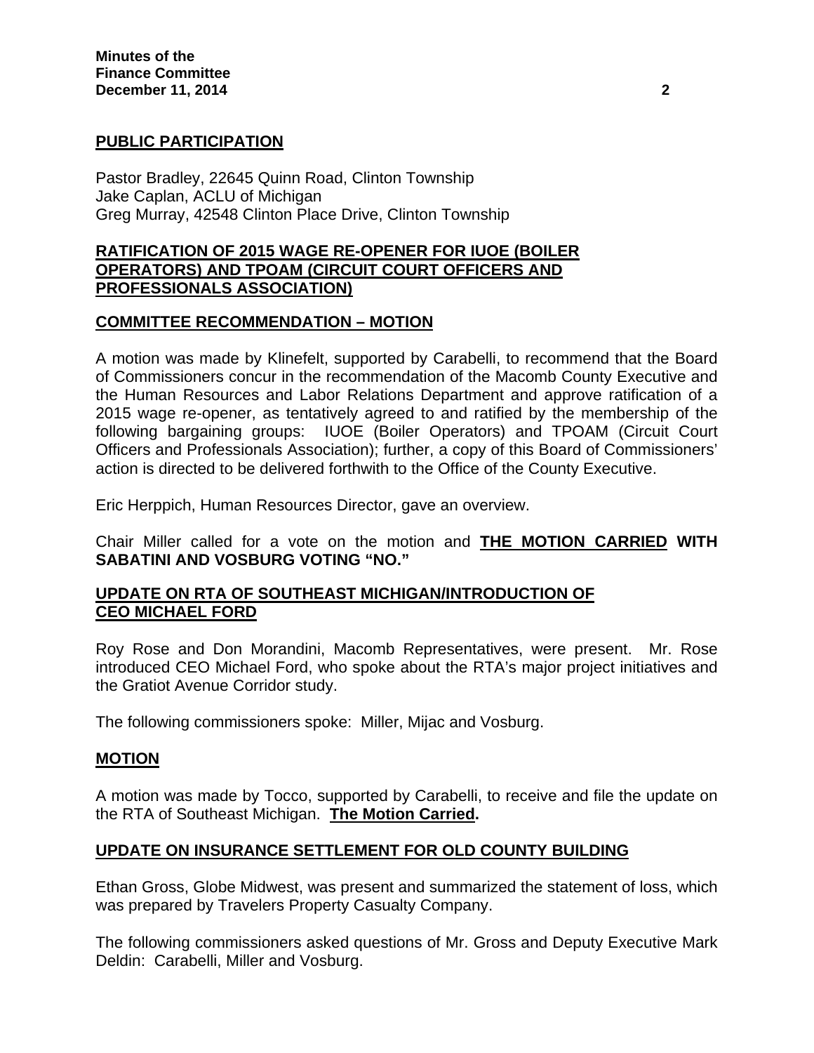## PUBLIC PARTICIPATION

Pastor Bradley, 22645 Quinn Road, Clinton Township
Jake Caplan, ACLU of Michigan
Greg Murray, 42548 Clinton Place Drive, Clinton Township

## RATIFICATION OF 2015 WAGE RE-OPENER FOR IUOE (BOILER OPERATORS) AND TPOAM (CIRCUIT COURT OFFICERS AND PROFESSIONALS ASSOCIATION)

## COMMITTEE RECOMMENDATION – MOTION

A motion was made by Klinefelt, supported by Carabelli, to recommend that the Board of Commissioners concur in the recommendation of the Macomb County Executive and the Human Resources and Labor Relations Department and approve ratification of a 2015 wage re-opener, as tentatively agreed to and ratified by the membership of the following bargaining groups: IUOE (Boiler Operators) and TPOAM (Circuit Court Officers and Professionals Association); further, a copy of this Board of Commissioners' action is directed to be delivered forthwith to the Office of the County Executive.

Eric Herppich, Human Resources Director, gave an overview.

Chair Miller called for a vote on the motion and **THE MOTION CARRIED WITH SABATINI AND VOSBURG VOTING "NO."**

## UPDATE ON RTA OF SOUTHEAST MICHIGAN/INTRODUCTION OF CEO MICHAEL FORD

Roy Rose and Don Morandini, Macomb Representatives, were present. Mr. Rose introduced CEO Michael Ford, who spoke about the RTA's major project initiatives and the Gratiot Avenue Corridor study.

The following commissioners spoke: Miller, Mijac and Vosburg.

## MOTION

A motion was made by Tocco, supported by Carabelli, to receive and file the update on the RTA of Southeast Michigan. **The Motion Carried.**

## UPDATE ON INSURANCE SETTLEMENT FOR OLD COUNTY BUILDING

Ethan Gross, Globe Midwest, was present and summarized the statement of loss, which was prepared by Travelers Property Casualty Company.

The following commissioners asked questions of Mr. Gross and Deputy Executive Mark Deldin: Carabelli, Miller and Vosburg.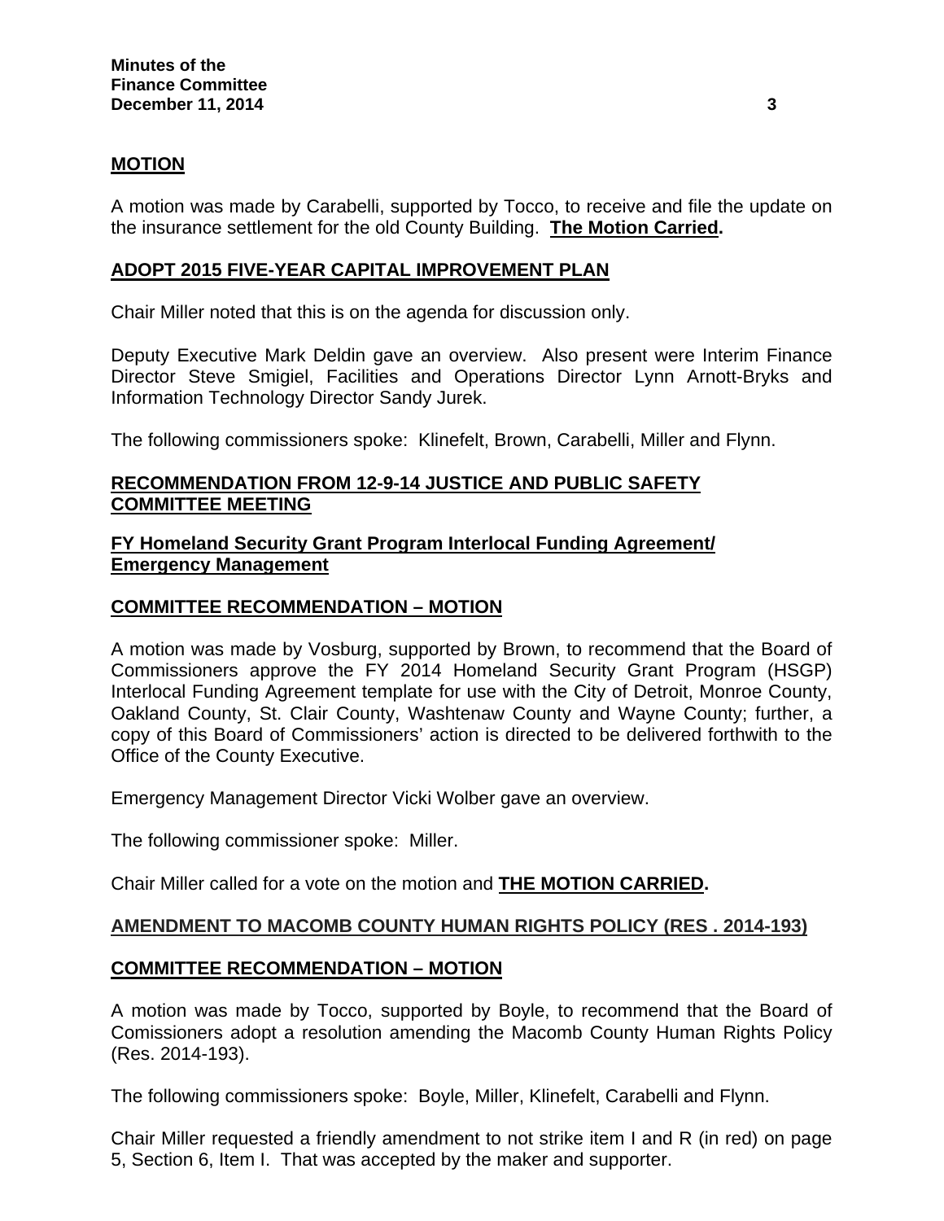**MOTION**

A motion was made by Carabelli, supported by Tocco, to receive and file the update on the insurance settlement for the old County Building. **The Motion Carried.**

**ADOPT 2015 FIVE-YEAR CAPITAL IMPROVEMENT PLAN**

Chair Miller noted that this is on the agenda for discussion only.

Deputy Executive Mark Deldin gave an overview. Also present were Interim Finance Director Steve Smigiel, Facilities and Operations Director Lynn Arnott-Bryks and Information Technology Director Sandy Jurek.

The following commissioners spoke: Klinefelt, Brown, Carabelli, Miller and Flynn.

**RECOMMENDATION FROM 12-9-14 JUSTICE AND PUBLIC SAFETY COMMITTEE MEETING**

**FY Homeland Security Grant Program Interlocal Funding Agreement/ Emergency Management**

**COMMITTEE RECOMMENDATION – MOTION**

A motion was made by Vosburg, supported by Brown, to recommend that the Board of Commissioners approve the FY 2014 Homeland Security Grant Program (HSGP) Interlocal Funding Agreement template for use with the City of Detroit, Monroe County, Oakland County, St. Clair County, Washtenaw County and Wayne County; further, a copy of this Board of Commissioners' action is directed to be delivered forthwith to the Office of the County Executive.

Emergency Management Director Vicki Wolber gave an overview.

The following commissioner spoke: Miller.

Chair Miller called for a vote on the motion and **THE MOTION CARRIED.**

**AMENDMENT TO MACOMB COUNTY HUMAN RIGHTS POLICY (RES . 2014-193)**

**COMMITTEE RECOMMENDATION – MOTION**

A motion was made by Tocco, supported by Boyle, to recommend that the Board of Comissioners adopt a resolution amending the Macomb County Human Rights Policy (Res. 2014-193).

The following commissioners spoke: Boyle, Miller, Klinefelt, Carabelli and Flynn.

Chair Miller requested a friendly amendment to not strike item I and R (in red) on page 5, Section 6, Item I. That was accepted by the maker and supporter.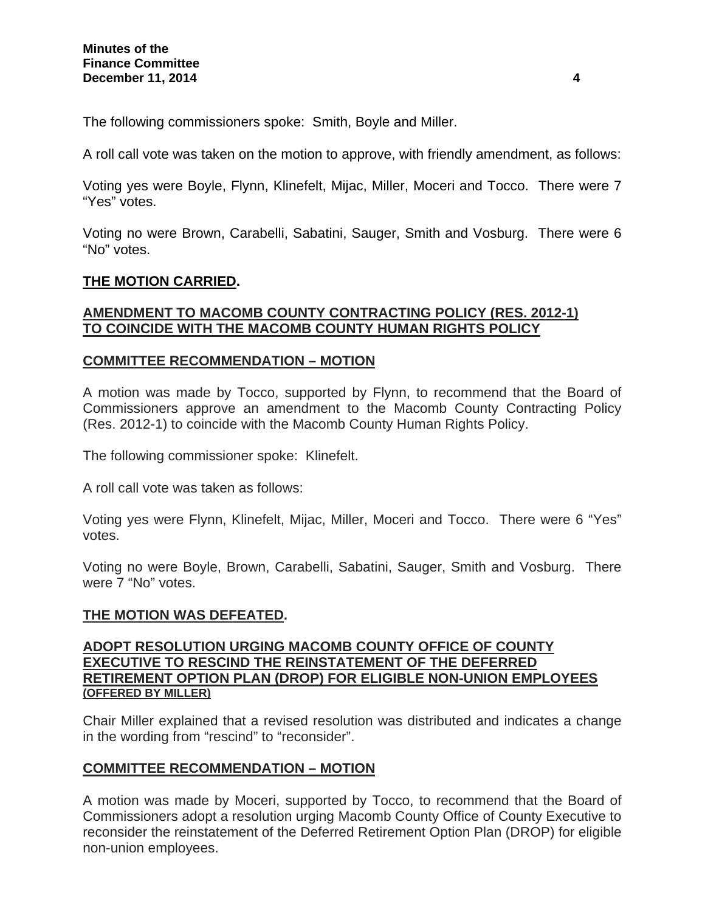The following commissioners spoke: Smith, Boyle and Miller.

A roll call vote was taken on the motion to approve, with friendly amendment, as follows:

Voting yes were Boyle, Flynn, Klinefelt, Mijac, Miller, Moceri and Tocco. There were 7 "Yes" votes.

Voting no were Brown, Carabelli, Sabatini, Sauger, Smith and Vosburg. There were 6 "No" votes.

**THE MOTION CARRIED.**

**AMENDMENT TO MACOMB COUNTY CONTRACTING POLICY (RES. 2012-1) TO COINCIDE WITH THE MACOMB COUNTY HUMAN RIGHTS POLICY**

**COMMITTEE RECOMMENDATION – MOTION**

A motion was made by Tocco, supported by Flynn, to recommend that the Board of Commissioners approve an amendment to the Macomb County Contracting Policy (Res. 2012-1) to coincide with the Macomb County Human Rights Policy.

The following commissioner spoke: Klinefelt.

A roll call vote was taken as follows:

Voting yes were Flynn, Klinefelt, Mijac, Miller, Moceri and Tocco. There were 6 "Yes" votes.

Voting no were Boyle, Brown, Carabelli, Sabatini, Sauger, Smith and Vosburg. There were 7 "No" votes.

**THE MOTION WAS DEFEATED.**

**ADOPT RESOLUTION URGING MACOMB COUNTY OFFICE OF COUNTY EXECUTIVE TO RESCIND THE REINSTATEMENT OF THE DEFERRED RETIREMENT OPTION PLAN (DROP) FOR ELIGIBLE NON-UNION EMPLOYEES (OFFERED BY MILLER)**

Chair Miller explained that a revised resolution was distributed and indicates a change in the wording from "rescind" to "reconsider".

**COMMITTEE RECOMMENDATION – MOTION**

A motion was made by Moceri, supported by Tocco, to recommend that the Board of Commissioners adopt a resolution urging Macomb County Office of County Executive to reconsider the reinstatement of the Deferred Retirement Option Plan (DROP) for eligible non-union employees.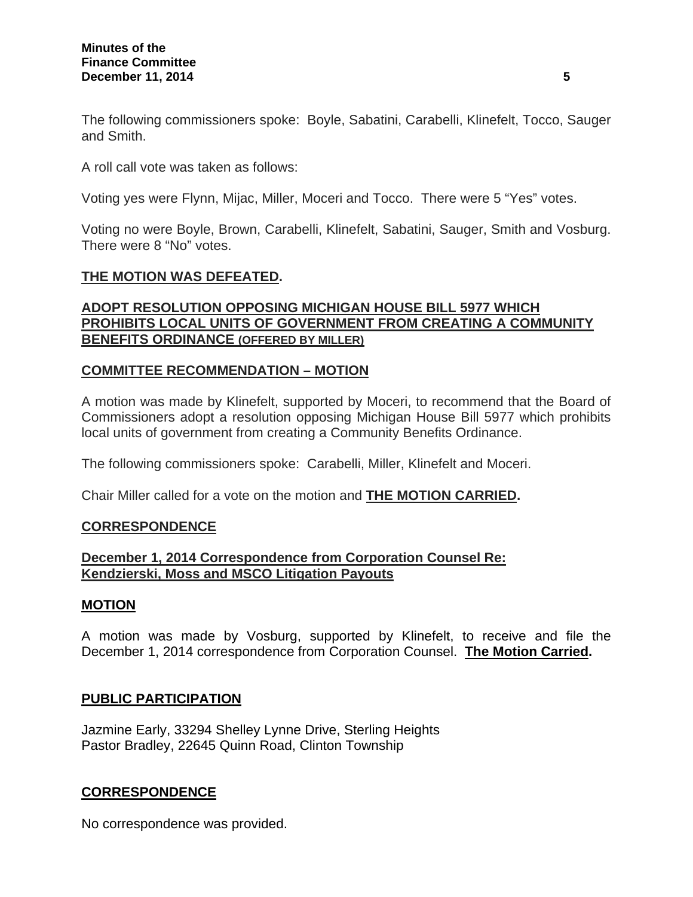The following commissioners spoke: Boyle, Sabatini, Carabelli, Klinefelt, Tocco, Sauger and Smith.

A roll call vote was taken as follows:

Voting yes were Flynn, Mijac, Miller, Moceri and Tocco. There were 5 “Yes” votes.

Voting no were Boyle, Brown, Carabelli, Klinefelt, Sabatini, Sauger, Smith and Vosburg. There were 8 “No” votes.

**THE MOTION WAS DEFEATED.**

**ADOPT RESOLUTION OPPOSING MICHIGAN HOUSE BILL 5977 WHICH PROHIBITS LOCAL UNITS OF GOVERNMENT FROM CREATING A COMMUNITY BENEFITS ORDINANCE (OFFERED BY MILLER)**

**COMMITTEE RECOMMENDATION – MOTION**

A motion was made by Klinefelt, supported by Moceri, to recommend that the Board of Commissioners adopt a resolution opposing Michigan House Bill 5977 which prohibits local units of government from creating a Community Benefits Ordinance.

The following commissioners spoke: Carabelli, Miller, Klinefelt and Moceri.

Chair Miller called for a vote on the motion and **THE MOTION CARRIED.**

**CORRESPONDENCE**

**December 1, 2014 Correspondence from Corporation Counsel Re: Kendzierski, Moss and MSCO Litigation Payouts**

**MOTION**

A motion was made by Vosburg, supported by Klinefelt, to receive and file the December 1, 2014 correspondence from Corporation Counsel. **The Motion Carried.**

**PUBLIC PARTICIPATION**

Jazmine Early, 33294 Shelley Lynne Drive, Sterling Heights
Pastor Bradley, 22645 Quinn Road, Clinton Township

**CORRESPONDENCE**

No correspondence was provided.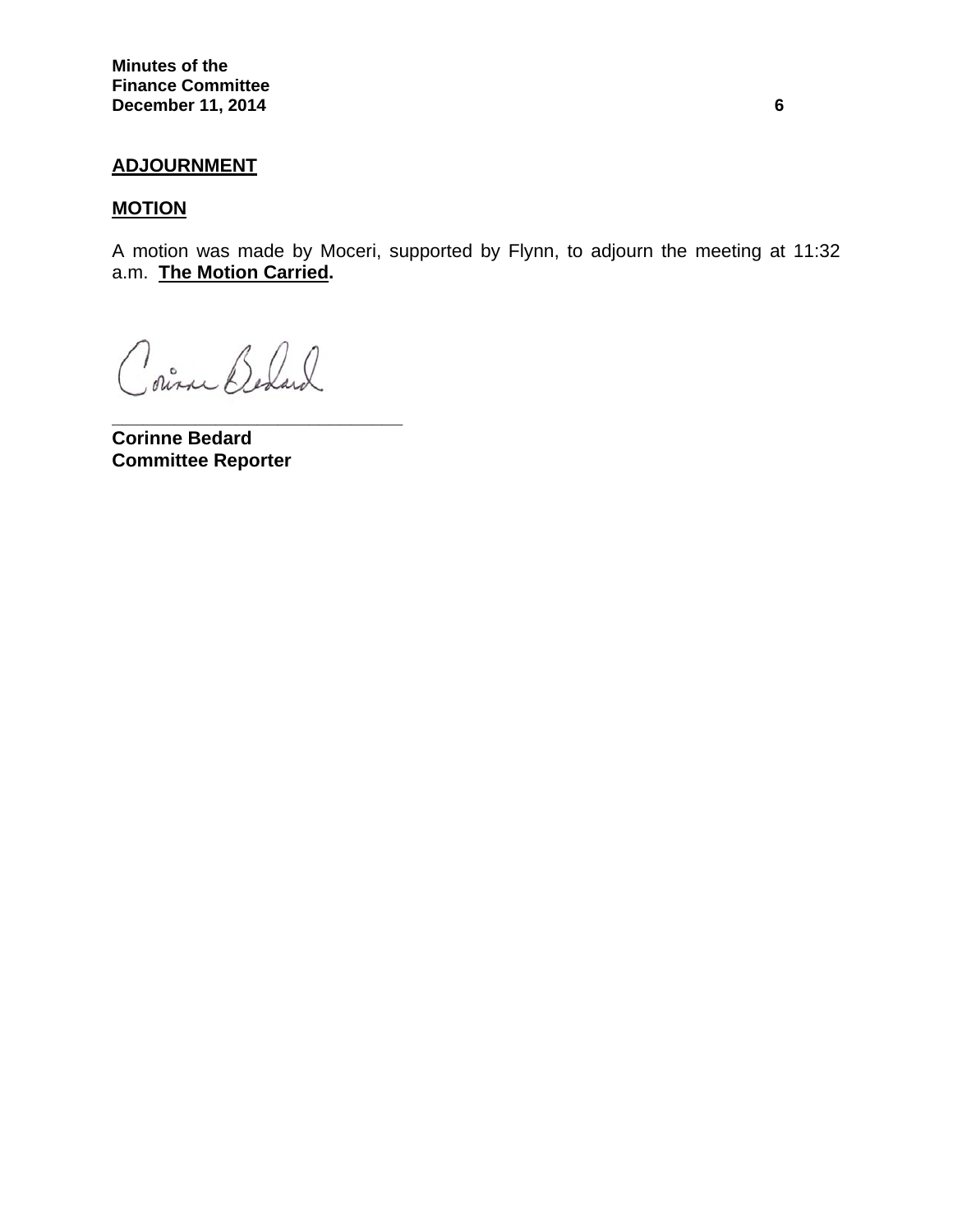## ADJOURNMENT

## MOTION

A motion was made by Moceri, supported by Flynn, to adjourn the meeting at 11:32 a.m. **The Motion Carried.**

\_\_\_\_\_\_\_\_\_\_\_\_\_\_\_\_\_\_\_\_\_\_\_\_\_\_\_\_\_\_

**Corinne Bedard**
**Committee Reporter**